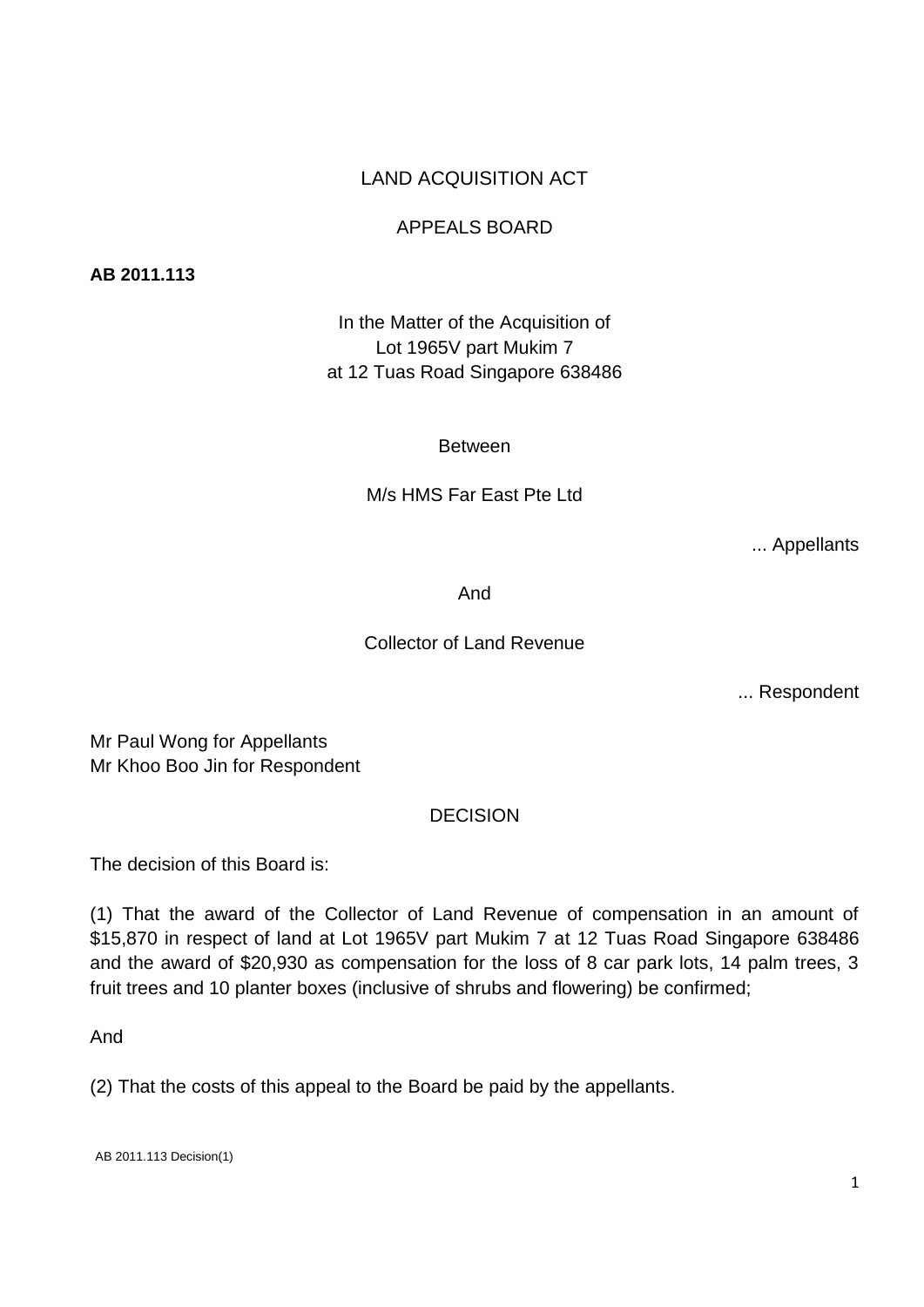LAND ACQUISITION ACT

APPEALS BOARD

**AB 2011.113**

In the Matter of the Acquisition of
Lot 1965V part Mukim 7
at 12 Tuas Road Singapore 638486

Between

M/s HMS Far East Pte Ltd

... Appellants

And

Collector of Land Revenue

... Respondent

Mr Paul Wong for Appellants
Mr Khoo Boo Jin for Respondent

DECISION

The decision of this Board is:

(1) That the award of the Collector of Land Revenue of compensation in an amount of $15,870 in respect of land at Lot 1965V part Mukim 7 at 12 Tuas Road Singapore 638486 and the award of $20,930 as compensation for the loss of 8 car park lots, 14 palm trees, 3 fruit trees and 10 planter boxes (inclusive of shrubs and flowering) be confirmed;

And

(2) That the costs of this appeal to the Board be paid by the appellants.

AB 2011.113 Decision(1)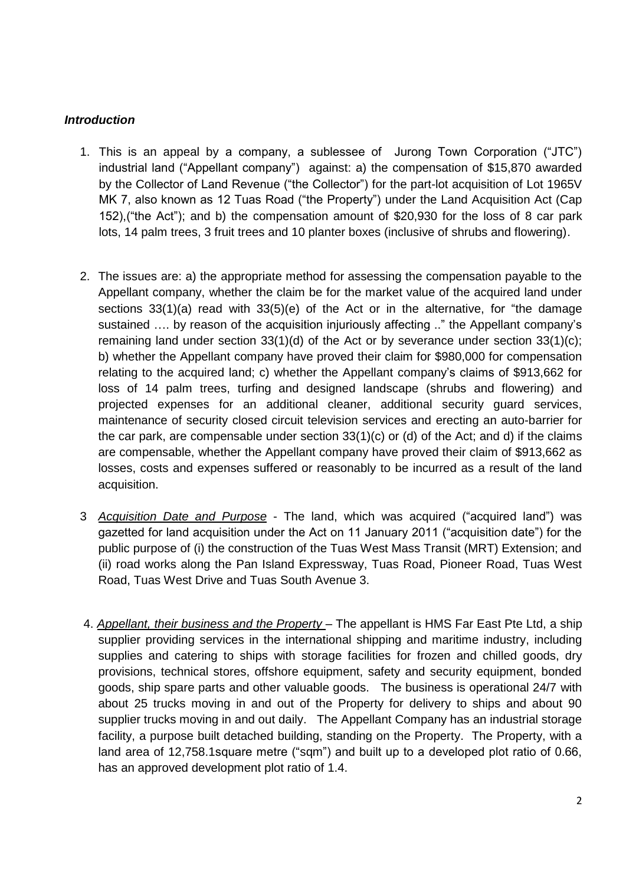### *Introduction*

1. This is an appeal by a company, a sublessee of Jurong Town Corporation ("JTC") industrial land ("Appellant company") against: a) the compensation of $15,870 awarded by the Collector of Land Revenue ("the Collector") for the part-lot acquisition of Lot 1965V MK 7, also known as 12 Tuas Road ("the Property") under the Land Acquisition Act (Cap 152),("the Act"); and b) the compensation amount of $20,930 for the loss of 8 car park lots, 14 palm trees, 3 fruit trees and 10 planter boxes (inclusive of shrubs and flowering).

2. The issues are: a) the appropriate method for assessing the compensation payable to the Appellant company, whether the claim be for the market value of the acquired land under sections 33(1)(a) read with 33(5)(e) of the Act or in the alternative, for "the damage sustained …. by reason of the acquisition injuriously affecting .." the Appellant company's remaining land under section 33(1)(d) of the Act or by severance under section 33(1)(c); b) whether the Appellant company have proved their claim for $980,000 for compensation relating to the acquired land; c) whether the Appellant company's claims of $913,662 for loss of 14 palm trees, turfing and designed landscape (shrubs and flowering) and projected expenses for an additional cleaner, additional security guard services, maintenance of security closed circuit television services and erecting an auto-barrier for the car park, are compensable under section 33(1)(c) or (d) of the Act; and d) if the claims are compensable, whether the Appellant company have proved their claim of $913,662 as losses, costs and expenses suffered or reasonably to be incurred as a result of the land acquisition.

3. *Acquisition Date and Purpose* - The land, which was acquired ("acquired land") was gazetted for land acquisition under the Act on 11 January 2011 ("acquisition date") for the public purpose of (i) the construction of the Tuas West Mass Transit (MRT) Extension; and (ii) road works along the Pan Island Expressway, Tuas Road, Pioneer Road, Tuas West Road, Tuas West Drive and Tuas South Avenue 3.

4. *Appellant, their business and the Property* – The appellant is HMS Far East Pte Ltd, a ship supplier providing services in the international shipping and maritime industry, including supplies and catering to ships with storage facilities for frozen and chilled goods, dry provisions, technical stores, offshore equipment, safety and security equipment, bonded goods, ship spare parts and other valuable goods. The business is operational 24/7 with about 25 trucks moving in and out of the Property for delivery to ships and about 90 supplier trucks moving in and out daily. The Appellant Company has an industrial storage facility, a purpose built detached building, standing on the Property. The Property, with a land area of 12,758.1square metre ("sqm") and built up to a developed plot ratio of 0.66, has an approved development plot ratio of 1.4.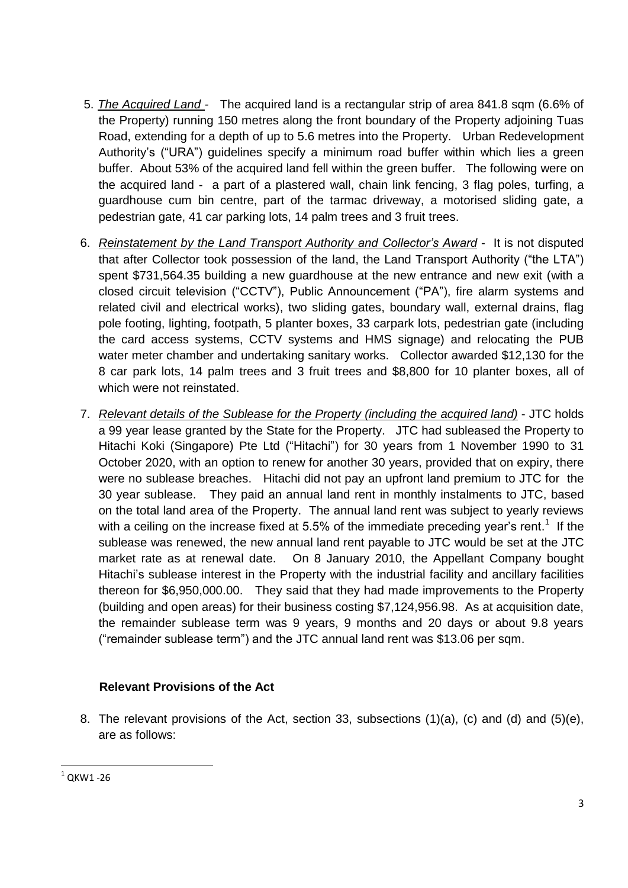5. *The Acquired Land* - The acquired land is a rectangular strip of area 841.8 sqm (6.6% of the Property) running 150 metres along the front boundary of the Property adjoining Tuas Road, extending for a depth of up to 5.6 metres into the Property. Urban Redevelopment Authority's ("URA") guidelines specify a minimum road buffer within which lies a green buffer. About 53% of the acquired land fell within the green buffer. The following were on the acquired land - a part of a plastered wall, chain link fencing, 3 flag poles, turfing, a guardhouse cum bin centre, part of the tarmac driveway, a motorised sliding gate, a pedestrian gate, 41 car parking lots, 14 palm trees and 3 fruit trees.

6. *Reinstatement by the Land Transport Authority and Collector's Award* - It is not disputed that after Collector took possession of the land, the Land Transport Authority ("the LTA") spent $731,564.35 building a new guardhouse at the new entrance and new exit (with a closed circuit television ("CCTV"), Public Announcement ("PA"), fire alarm systems and related civil and electrical works), two sliding gates, boundary wall, external drains, flag pole footing, lighting, footpath, 5 planter boxes, 33 carpark lots, pedestrian gate (including the card access systems, CCTV systems and HMS signage) and relocating the PUB water meter chamber and undertaking sanitary works. Collector awarded $12,130 for the 8 car park lots, 14 palm trees and 3 fruit trees and $8,800 for 10 planter boxes, all of which were not reinstated.

7. *Relevant details of the Sublease for the Property (including the acquired land)* - JTC holds a 99 year lease granted by the State for the Property. JTC had subleased the Property to Hitachi Koki (Singapore) Pte Ltd ("Hitachi") for 30 years from 1 November 1990 to 31 October 2020, with an option to renew for another 30 years, provided that on expiry, there were no sublease breaches. Hitachi did not pay an upfront land premium to JTC for the 30 year sublease. They paid an annual land rent in monthly instalments to JTC, based on the total land area of the Property. The annual land rent was subject to yearly reviews with a ceiling on the increase fixed at 5.5% of the immediate preceding year's rent.[1] If the sublease was renewed, the new annual land rent payable to JTC would be set at the JTC market rate as at renewal date. On 8 January 2010, the Appellant Company bought Hitachi's sublease interest in the Property with the industrial facility and ancillary facilities thereon for $6,950,000.00. They said that they had made improvements to the Property (building and open areas) for their business costing $7,124,956.98. As at acquisition date, the remainder sublease term was 9 years, 9 months and 20 days or about 9.8 years ("remainder sublease term") and the JTC annual land rent was $13.06 per sqm.

### Relevant Provisions of the Act

8. The relevant provisions of the Act, section 33, subsections (1)(a), (c) and (d) and (5)(e), are as follows:

---

[1] QKW1 -26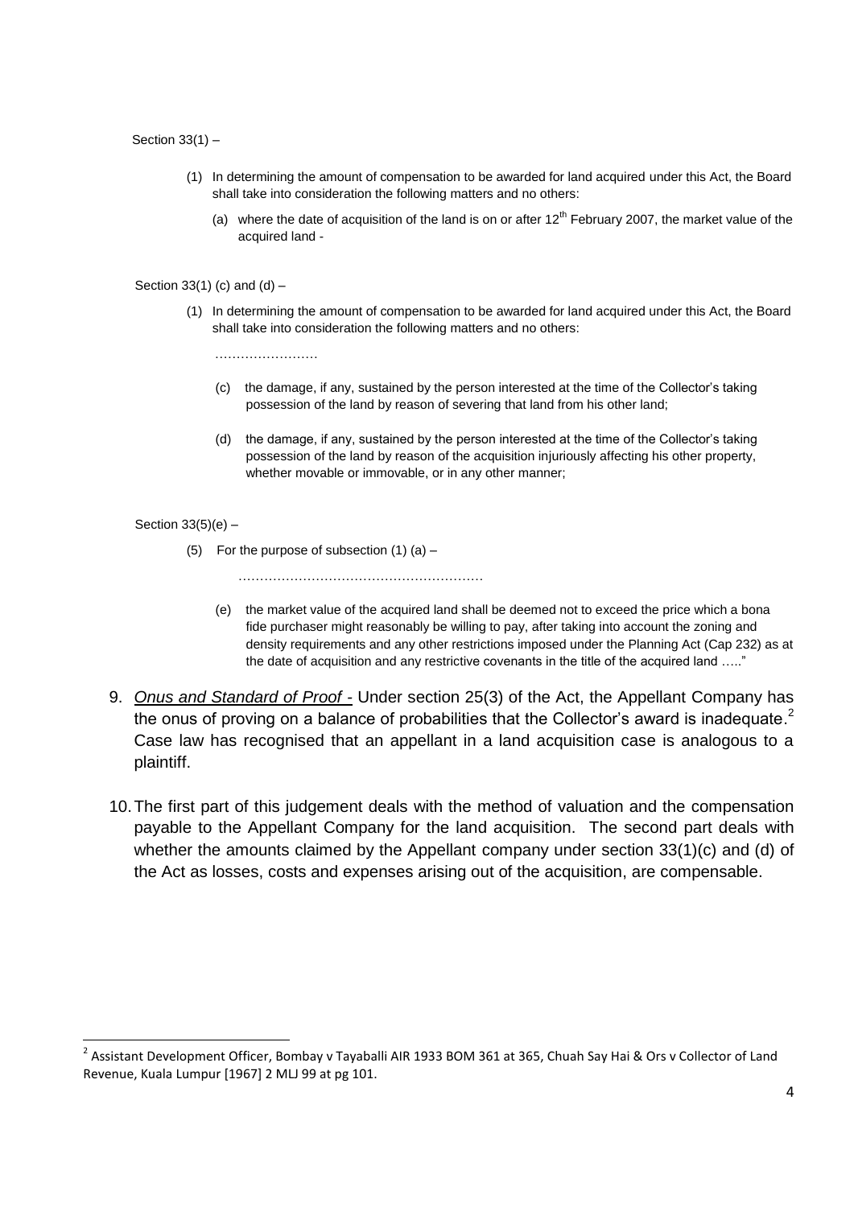Section 33(1) –

(1) In determining the amount of compensation to be awarded for land acquired under this Act, the Board shall take into consideration the following matters and no others:

(a) where the date of acquisition of the land is on or after 12th February 2007, the market value of the acquired land -

Section 33(1) (c) and (d) –

(1) In determining the amount of compensation to be awarded for land acquired under this Act, the Board shall take into consideration the following matters and no others:

……………………

(c) the damage, if any, sustained by the person interested at the time of the Collector's taking possession of the land by reason of severing that land from his other land;

(d) the damage, if any, sustained by the person interested at the time of the Collector's taking possession of the land by reason of the acquisition injuriously affecting his other property, whether movable or immovable, or in any other manner;

Section 33(5)(e) –

(5) For the purpose of subsection (1) (a) –

…………………………………………………

(e) the market value of the acquired land shall be deemed not to exceed the price which a bona fide purchaser might reasonably be willing to pay, after taking into account the zoning and density requirements and any other restrictions imposed under the Planning Act (Cap 232) as at the date of acquisition and any restrictive covenants in the title of the acquired land ….."

9. *Onus and Standard of Proof -* Under section 25(3) of the Act, the Appellant Company has the onus of proving on a balance of probabilities that the Collector's award is inadequate.[2] Case law has recognised that an appellant in a land acquisition case is analogous to a plaintiff.

10. The first part of this judgement deals with the method of valuation and the compensation payable to the Appellant Company for the land acquisition. The second part deals with whether the amounts claimed by the Appellant company under section 33(1)(c) and (d) of the Act as losses, costs and expenses arising out of the acquisition, are compensable.

[2] Assistant Development Officer, Bombay v Tayaballi AIR 1933 BOM 361 at 365, Chuah Say Hai & Ors v Collector of Land Revenue, Kuala Lumpur [1967] 2 MLJ 99 at pg 101.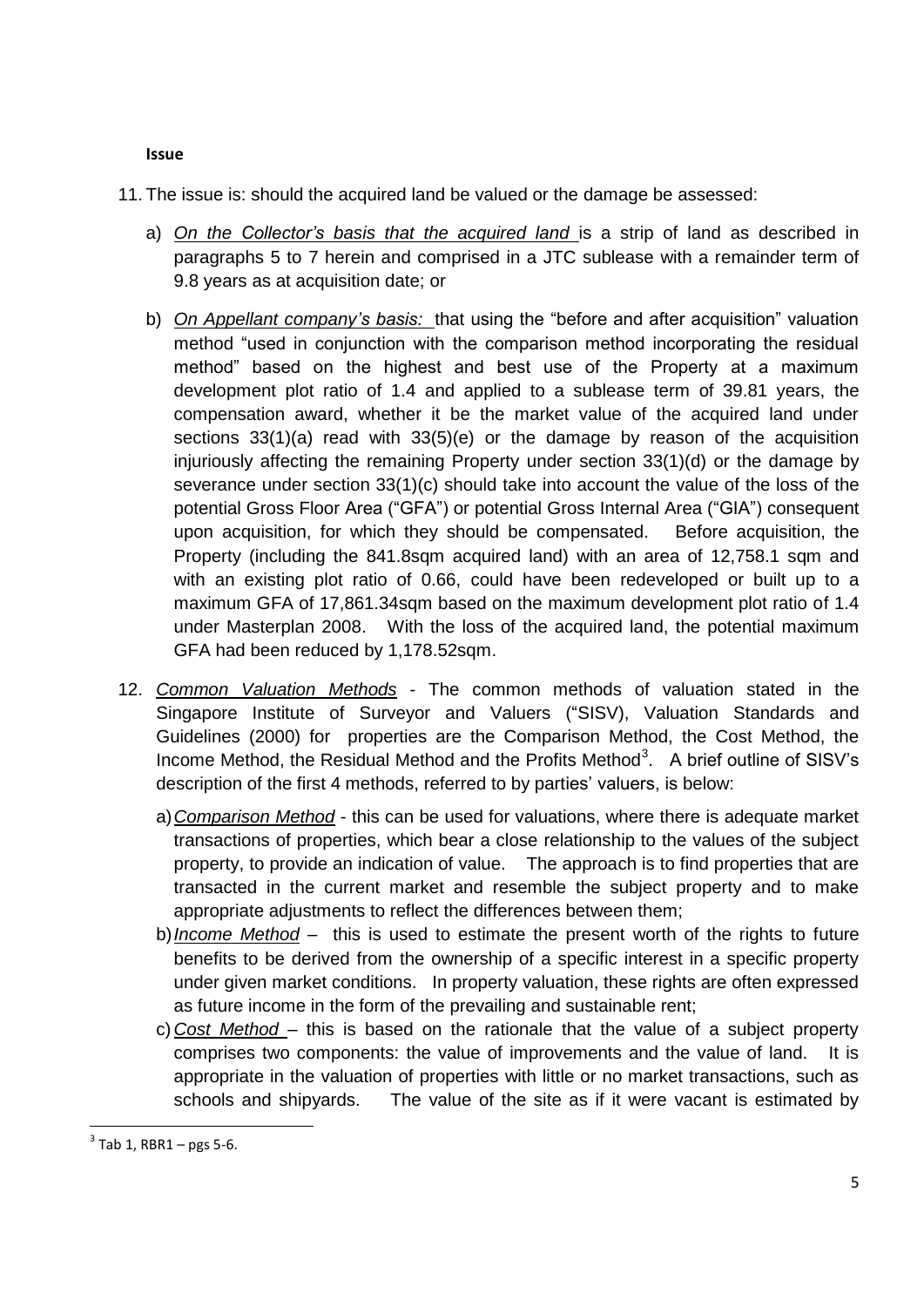**Issue**

11. The issue is: should the acquired land be valued or the damage be assessed:

    a) *On the Collector's basis that the acquired land* is a strip of land as described in paragraphs 5 to 7 herein and comprised in a JTC sublease with a remainder term of 9.8 years as at acquisition date; or

    b) *On Appellant company's basis:* that using the "before and after acquisition" valuation method "used in conjunction with the comparison method incorporating the residual method" based on the highest and best use of the Property at a maximum development plot ratio of 1.4 and applied to a sublease term of 39.81 years, the compensation award, whether it be the market value of the acquired land under sections 33(1)(a) read with 33(5)(e) or the damage by reason of the acquisition injuriously affecting the remaining Property under section 33(1)(d) or the damage by severance under section 33(1)(c) should take into account the value of the loss of the potential Gross Floor Area ("GFA") or potential Gross Internal Area ("GIA") consequent upon acquisition, for which they should be compensated. Before acquisition, the Property (including the 841.8sqm acquired land) with an area of 12,758.1 sqm and with an existing plot ratio of 0.66, could have been redeveloped or built up to a maximum GFA of 17,861.34sqm based on the maximum development plot ratio of 1.4 under Masterplan 2008. With the loss of the acquired land, the potential maximum GFA had been reduced by 1,178.52sqm.

12. *Common Valuation Methods* - The common methods of valuation stated in the Singapore Institute of Surveyor and Valuers ("SISV), Valuation Standards and Guidelines (2000) for properties are the Comparison Method, the Cost Method, the Income Method, the Residual Method and the Profits Method[3]. A brief outline of SISV's description of the first 4 methods, referred to by parties' valuers, is below:

    a) *Comparison Method* - this can be used for valuations, where there is adequate market transactions of properties, which bear a close relationship to the values of the subject property, to provide an indication of value. The approach is to find properties that are transacted in the current market and resemble the subject property and to make appropriate adjustments to reflect the differences between them;

    b) *Income Method* – this is used to estimate the present worth of the rights to future benefits to be derived from the ownership of a specific interest in a specific property under given market conditions. In property valuation, these rights are often expressed as future income in the form of the prevailing and sustainable rent;

    c) *Cost Method* – this is based on the rationale that the value of a subject property comprises two components: the value of improvements and the value of land. It is appropriate in the valuation of properties with little or no market transactions, such as schools and shipyards. The value of the site as if it were vacant is estimated by

[3] Tab 1, RBR1 – pgs 5-6.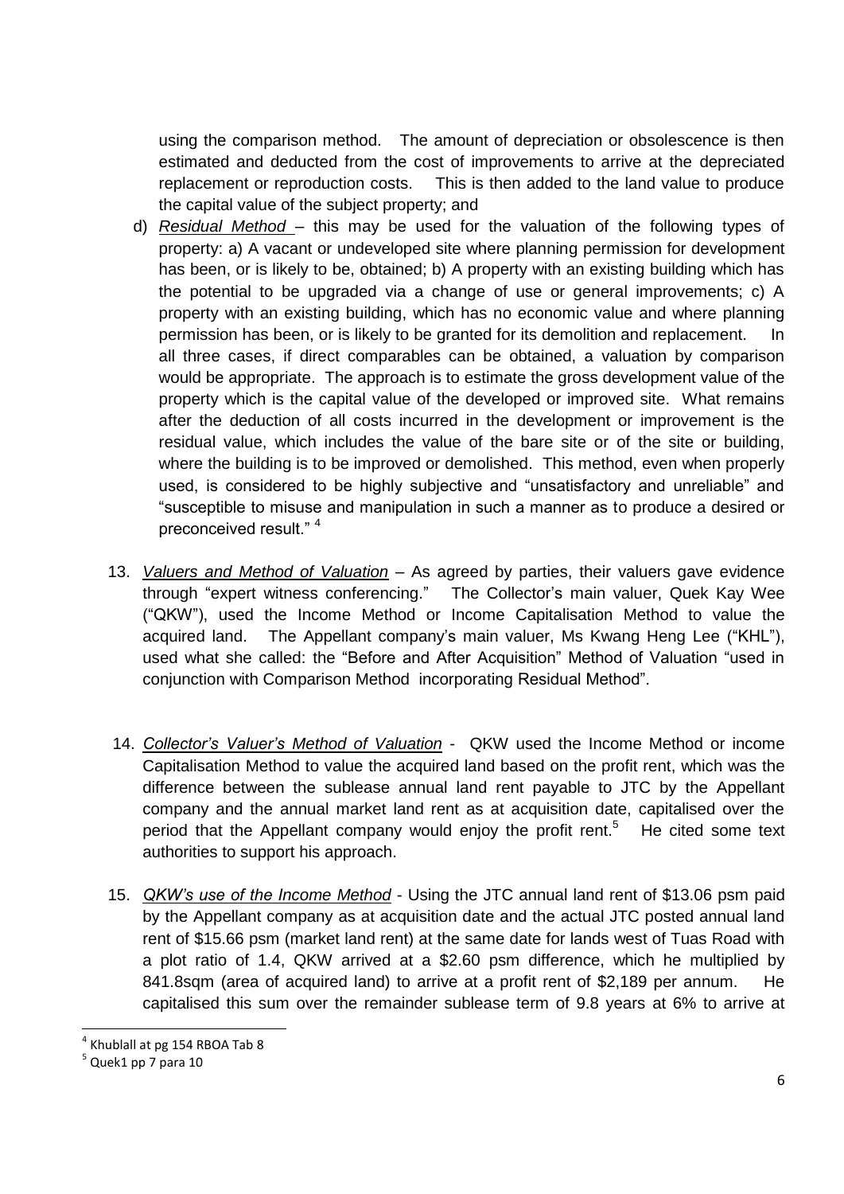using the comparison method. The amount of depreciation or obsolescence is then estimated and deducted from the cost of improvements to arrive at the depreciated replacement or reproduction costs. This is then added to the land value to produce the capital value of the subject property; and

d) *Residual Method* – this may be used for the valuation of the following types of property: a) A vacant or undeveloped site where planning permission for development has been, or is likely to be, obtained; b) A property with an existing building which has the potential to be upgraded via a change of use or general improvements; c) A property with an existing building, which has no economic value and where planning permission has been, or is likely to be granted for its demolition and replacement. In all three cases, if direct comparables can be obtained, a valuation by comparison would be appropriate. The approach is to estimate the gross development value of the property which is the capital value of the developed or improved site. What remains after the deduction of all costs incurred in the development or improvement is the residual value, which includes the value of the bare site or of the site or building, where the building is to be improved or demolished. This method, even when properly used, is considered to be highly subjective and "unsatisfactory and unreliable" and "susceptible to misuse and manipulation in such a manner as to produce a desired or preconceived result." [4]

13. *Valuers and Method of Valuation* – As agreed by parties, their valuers gave evidence through "expert witness conferencing." The Collector's main valuer, Quek Kay Wee ("QKW"), used the Income Method or Income Capitalisation Method to value the acquired land. The Appellant company's main valuer, Ms Kwang Heng Lee ("KHL"), used what she called: the "Before and After Acquisition" Method of Valuation "used in conjunction with Comparison Method incorporating Residual Method".

14. *Collector's Valuer's Method of Valuation* - QKW used the Income Method or income Capitalisation Method to value the acquired land based on the profit rent, which was the difference between the sublease annual land rent payable to JTC by the Appellant company and the annual market land rent as at acquisition date, capitalised over the period that the Appellant company would enjoy the profit rent.[5] He cited some text authorities to support his approach.

15. *QKW's use of the Income Method* - Using the JTC annual land rent of $13.06 psm paid by the Appellant company as at acquisition date and the actual JTC posted annual land rent of $15.66 psm (market land rent) at the same date for lands west of Tuas Road with a plot ratio of 1.4, QKW arrived at a $2.60 psm difference, which he multiplied by 841.8sqm (area of acquired land) to arrive at a profit rent of $2,189 per annum. He capitalised this sum over the remainder sublease term of 9.8 years at 6% to arrive at

---

[4] Khublall at pg 154 RBOA Tab 8

[5] Quek1 pp 7 para 10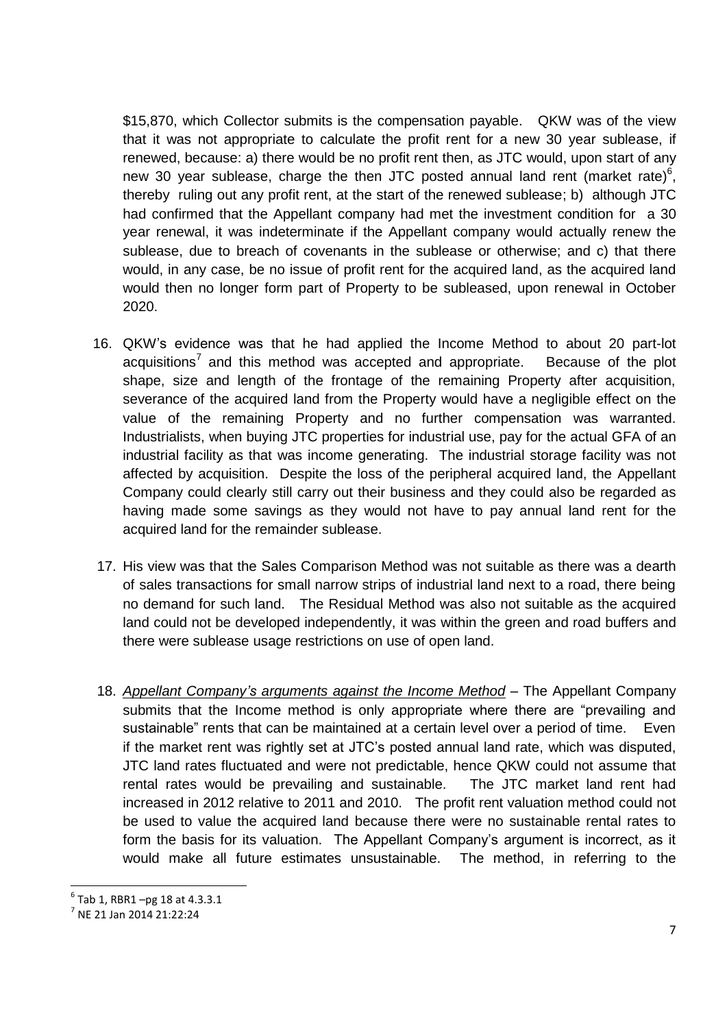\$15,870, which Collector submits is the compensation payable. QKW was of the view that it was not appropriate to calculate the profit rent for a new 30 year sublease, if renewed, because: a) there would be no profit rent then, as JTC would, upon start of any new 30 year sublease, charge the then JTC posted annual land rent (market rate)[6], thereby ruling out any profit rent, at the start of the renewed sublease; b) although JTC had confirmed that the Appellant company had met the investment condition for a 30 year renewal, it was indeterminate if the Appellant company would actually renew the sublease, due to breach of covenants in the sublease or otherwise; and c) that there would, in any case, be no issue of profit rent for the acquired land, as the acquired land would then no longer form part of Property to be subleased, upon renewal in October 2020.

16. QKW's evidence was that he had applied the Income Method to about 20 part-lot acquisitions[7] and this method was accepted and appropriate. Because of the plot shape, size and length of the frontage of the remaining Property after acquisition, severance of the acquired land from the Property would have a negligible effect on the value of the remaining Property and no further compensation was warranted. Industrialists, when buying JTC properties for industrial use, pay for the actual GFA of an industrial facility as that was income generating. The industrial storage facility was not affected by acquisition. Despite the loss of the peripheral acquired land, the Appellant Company could clearly still carry out their business and they could also be regarded as having made some savings as they would not have to pay annual land rent for the acquired land for the remainder sublease.

17. His view was that the Sales Comparison Method was not suitable as there was a dearth of sales transactions for small narrow strips of industrial land next to a road, there being no demand for such land. The Residual Method was also not suitable as the acquired land could not be developed independently, it was within the green and road buffers and there were sublease usage restrictions on use of open land.

18. _Appellant Company's arguments against the Income Method_ – The Appellant Company submits that the Income method is only appropriate where there are "prevailing and sustainable" rents that can be maintained at a certain level over a period of time. Even if the market rent was rightly set at JTC's posted annual land rate, which was disputed, JTC land rates fluctuated and were not predictable, hence QKW could not assume that rental rates would be prevailing and sustainable. The JTC market land rent had increased in 2012 relative to 2011 and 2010. The profit rent valuation method could not be used to value the acquired land because there were no sustainable rental rates to form the basis for its valuation. The Appellant Company's argument is incorrect, as it would make all future estimates unsustainable. The method, in referring to the

[6] Tab 1, RBR1 –pg 18 at 4.3.3.1

[7] NE 21 Jan 2014 21:22:24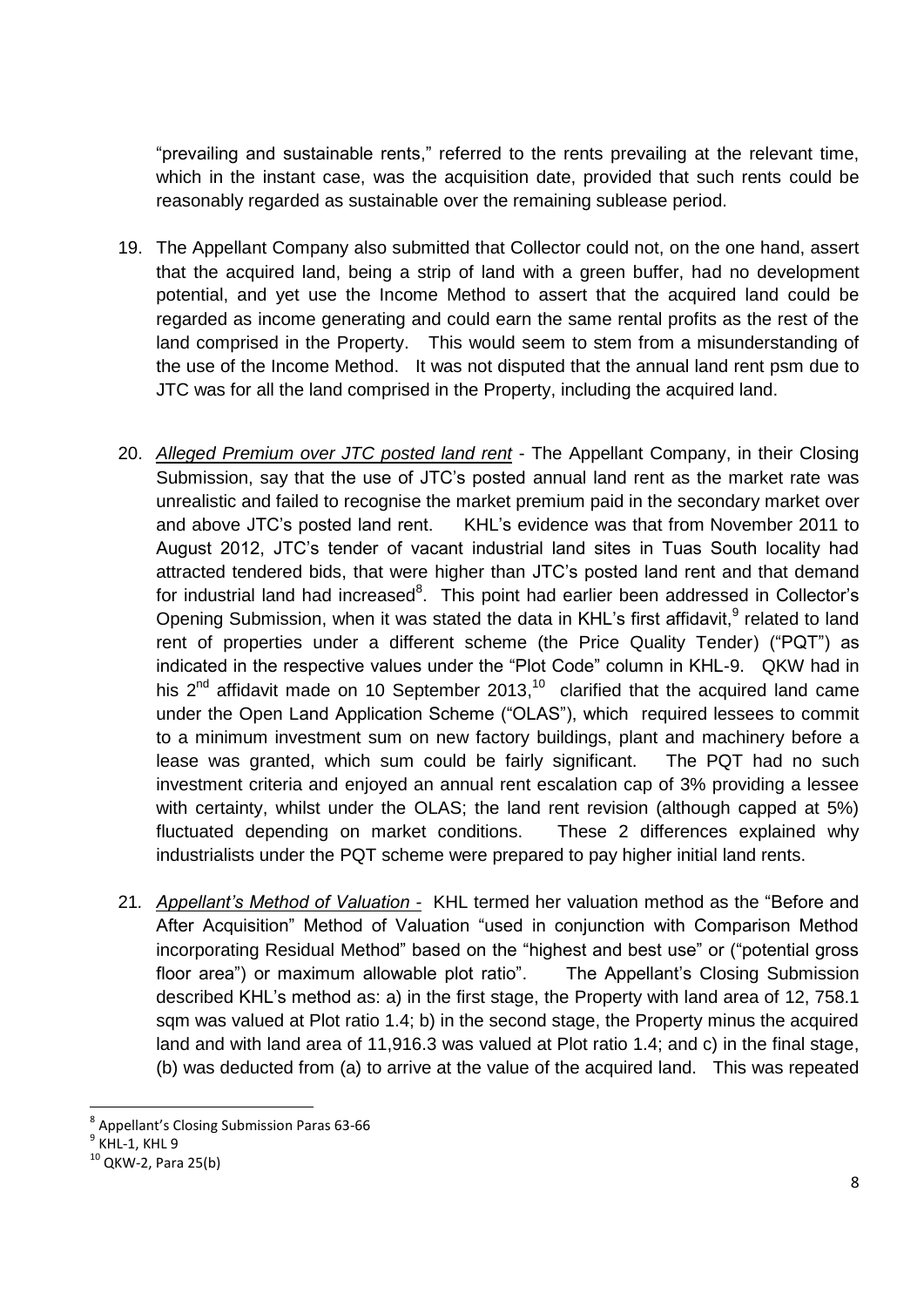"prevailing and sustainable rents," referred to the rents prevailing at the relevant time, which in the instant case, was the acquisition date, provided that such rents could be reasonably regarded as sustainable over the remaining sublease period.

19. The Appellant Company also submitted that Collector could not, on the one hand, assert that the acquired land, being a strip of land with a green buffer, had no development potential, and yet use the Income Method to assert that the acquired land could be regarded as income generating and could earn the same rental profits as the rest of the land comprised in the Property. This would seem to stem from a misunderstanding of the use of the Income Method. It was not disputed that the annual land rent psm due to JTC was for all the land comprised in the Property, including the acquired land.

20. *Alleged Premium over JTC posted land rent* - The Appellant Company, in their Closing Submission, say that the use of JTC's posted annual land rent as the market rate was unrealistic and failed to recognise the market premium paid in the secondary market over and above JTC's posted land rent. KHL's evidence was that from November 2011 to August 2012, JTC's tender of vacant industrial land sites in Tuas South locality had attracted tendered bids, that were higher than JTC's posted land rent and that demand for industrial land had increased[8]. This point had earlier been addressed in Collector's Opening Submission, when it was stated the data in KHL's first affidavit,[9] related to land rent of properties under a different scheme (the Price Quality Tender) ("PQT") as indicated in the respective values under the "Plot Code" column in KHL-9. QKW had in his 2nd affidavit made on 10 September 2013,[10] clarified that the acquired land came under the Open Land Application Scheme ("OLAS"), which required lessees to commit to a minimum investment sum on new factory buildings, plant and machinery before a lease was granted, which sum could be fairly significant. The PQT had no such investment criteria and enjoyed an annual rent escalation cap of 3% providing a lessee with certainty, whilst under the OLAS; the land rent revision (although capped at 5%) fluctuated depending on market conditions. These 2 differences explained why industrialists under the PQT scheme were prepared to pay higher initial land rents.

21. *Appellant's Method of Valuation* - KHL termed her valuation method as the "Before and After Acquisition" Method of Valuation "used in conjunction with Comparison Method incorporating Residual Method" based on the "highest and best use" or ("potential gross floor area") or maximum allowable plot ratio". The Appellant's Closing Submission described KHL's method as: a) in the first stage, the Property with land area of 12, 758.1 sqm was valued at Plot ratio 1.4; b) in the second stage, the Property minus the acquired land and with land area of 11,916.3 was valued at Plot ratio 1.4; and c) in the final stage, (b) was deducted from (a) to arrive at the value of the acquired land. This was repeated

---

[8] Appellant's Closing Submission Paras 63-66

[9] KHL-1, KHL 9

[10] QKW-2, Para 25(b)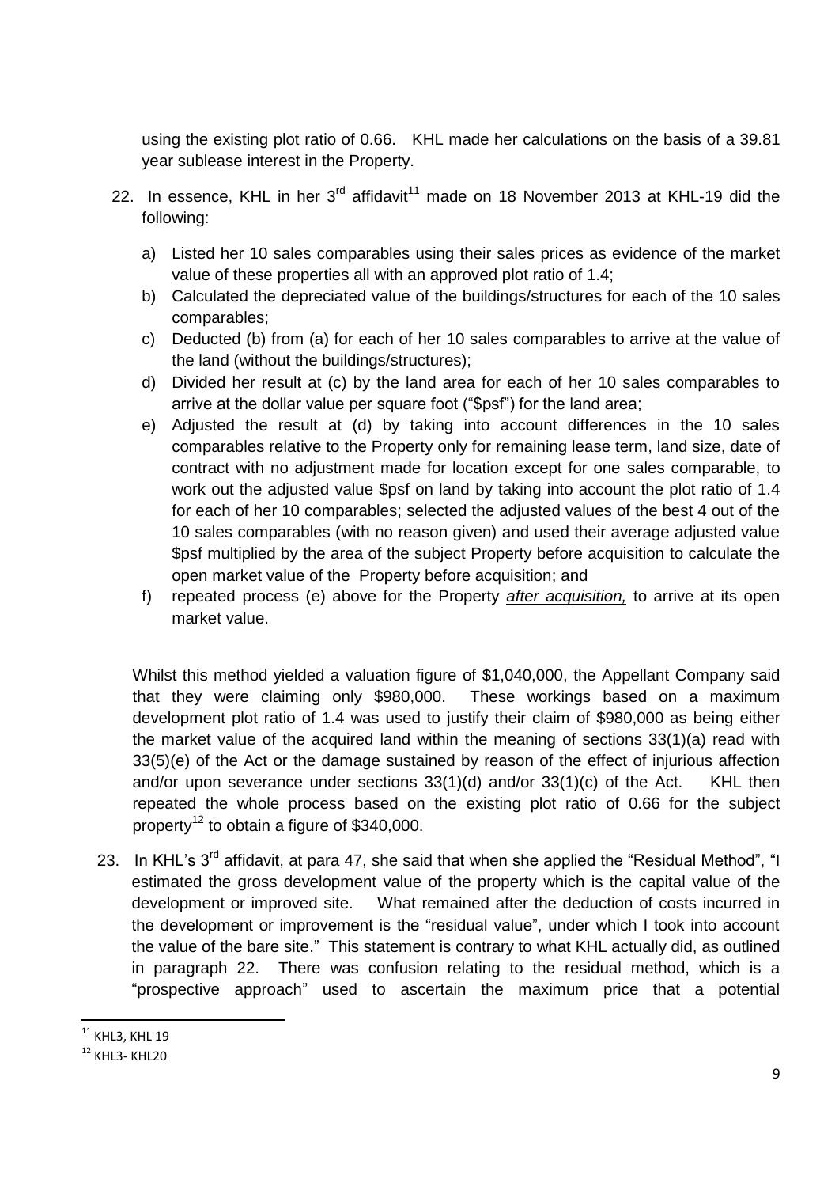using the existing plot ratio of 0.66. KHL made her calculations on the basis of a 39.81 year sublease interest in the Property.

22. In essence, KHL in her 3rd affidavit[11] made on 18 November 2013 at KHL-19 did the following:

    a) Listed her 10 sales comparables using their sales prices as evidence of the market value of these properties all with an approved plot ratio of 1.4;
    b) Calculated the depreciated value of the buildings/structures for each of the 10 sales comparables;
    c) Deducted (b) from (a) for each of her 10 sales comparables to arrive at the value of the land (without the buildings/structures);
    d) Divided her result at (c) by the land area for each of her 10 sales comparables to arrive at the dollar value per square foot ("$psf") for the land area;
    e) Adjusted the result at (d) by taking into account differences in the 10 sales comparables relative to the Property only for remaining lease term, land size, date of contract with no adjustment made for location except for one sales comparable, to work out the adjusted value $psf on land by taking into account the plot ratio of 1.4 for each of her 10 comparables; selected the adjusted values of the best 4 out of the 10 sales comparables (with no reason given) and used their average adjusted value $psf multiplied by the area of the subject Property before acquisition to calculate the open market value of the Property before acquisition; and
    f) repeated process (e) above for the Property ***after acquisition,*** to arrive at its open market value.

    Whilst this method yielded a valuation figure of $1,040,000, the Appellant Company said that they were claiming only $980,000. These workings based on a maximum development plot ratio of 1.4 was used to justify their claim of $980,000 as being either the market value of the acquired land within the meaning of sections 33(1)(a) read with 33(5)(e) of the Act or the damage sustained by reason of the effect of injurious affection and/or upon severance under sections 33(1)(d) and/or 33(1)(c) of the Act. KHL then repeated the whole process based on the existing plot ratio of 0.66 for the subject property[12] to obtain a figure of $340,000.

23. In KHL's 3rd affidavit, at para 47, she said that when she applied the "Residual Method", "I estimated the gross development value of the property which is the capital value of the development or improved site. What remained after the deduction of costs incurred in the development or improvement is the "residual value", under which I took into account the value of the bare site." This statement is contrary to what KHL actually did, as outlined in paragraph 22. There was confusion relating to the residual method, which is a "prospective approach" used to ascertain the maximum price that a potential

---

[11] KHL3, KHL 19

[12] KHL3- KHL20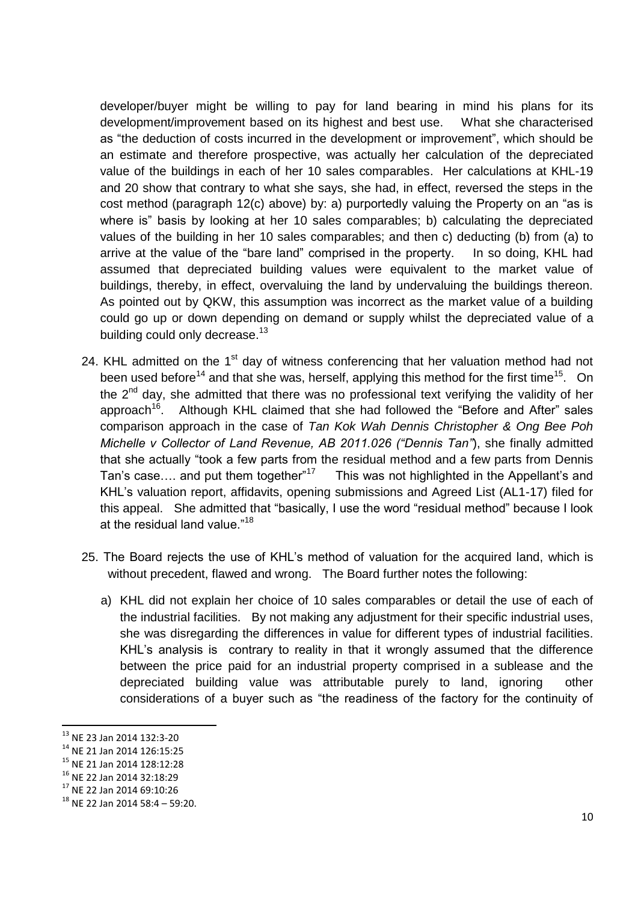developer/buyer might be willing to pay for land bearing in mind his plans for its development/improvement based on its highest and best use. What she characterised as "the deduction of costs incurred in the development or improvement", which should be an estimate and therefore prospective, was actually her calculation of the depreciated value of the buildings in each of her 10 sales comparables. Her calculations at KHL-19 and 20 show that contrary to what she says, she had, in effect, reversed the steps in the cost method (paragraph 12(c) above) by: a) purportedly valuing the Property on an "as is where is" basis by looking at her 10 sales comparables; b) calculating the depreciated values of the building in her 10 sales comparables; and then c) deducting (b) from (a) to arrive at the value of the "bare land" comprised in the property. In so doing, KHL had assumed that depreciated building values were equivalent to the market value of buildings, thereby, in effect, overvaluing the land by undervaluing the buildings thereon. As pointed out by QKW, this assumption was incorrect as the market value of a building could go up or down depending on demand or supply whilst the depreciated value of a building could only decrease.[13]

24. KHL admitted on the 1st day of witness conferencing that her valuation method had not been used before[14] and that she was, herself, applying this method for the first time[15]. On the 2nd day, she admitted that there was no professional text verifying the validity of her approach[16]. Although KHL claimed that she had followed the "Before and After" sales comparison approach in the case of *Tan Kok Wah Dennis Christopher & Ong Bee Poh Michelle v Collector of Land Revenue, AB 2011.026 ("Dennis Tan")*, she finally admitted that she actually "took a few parts from the residual method and a few parts from Dennis Tan's case…. and put them together"[17] This was not highlighted in the Appellant's and KHL's valuation report, affidavits, opening submissions and Agreed List (AL1-17) filed for this appeal. She admitted that "basically, I use the word "residual method" because I look at the residual land value."[18]

25. The Board rejects the use of KHL's method of valuation for the acquired land, which is without precedent, flawed and wrong. The Board further notes the following:

    a) KHL did not explain her choice of 10 sales comparables or detail the use of each of the industrial facilities. By not making any adjustment for their specific industrial uses, she was disregarding the differences in value for different types of industrial facilities. KHL's analysis is contrary to reality in that it wrongly assumed that the difference between the price paid for an industrial property comprised in a sublease and the depreciated building value was attributable purely to land, ignoring other considerations of a buyer such as "the readiness of the factory for the continuity of

---

[13] NE 23 Jan 2014 132:3-20

[14] NE 21 Jan 2014 126:15:25

[15] NE 21 Jan 2014 128:12:28

[16] NE 22 Jan 2014 32:18:29

[17] NE 22 Jan 2014 69:10:26

[18] NE 22 Jan 2014 58:4 – 59:20.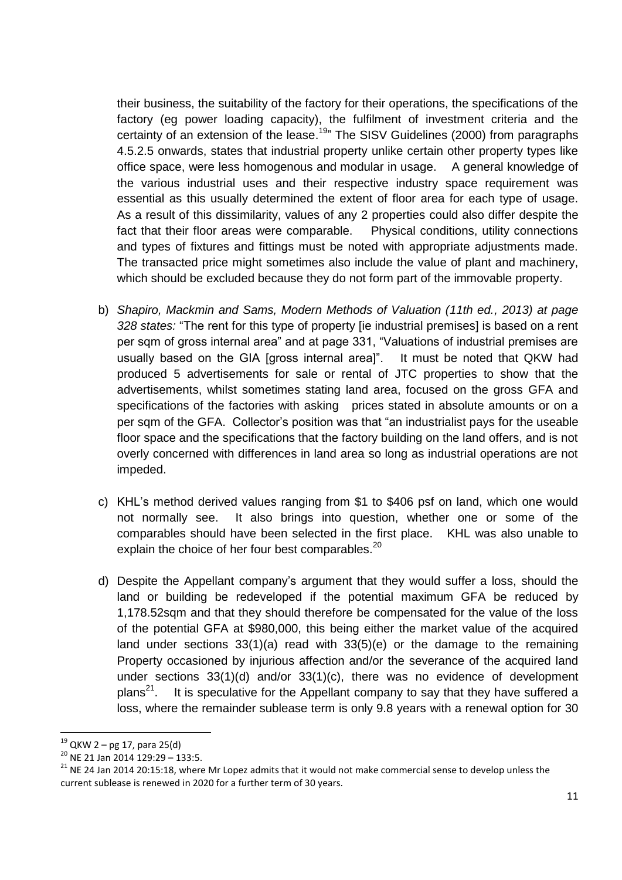their business, the suitability of the factory for their operations, the specifications of the factory (eg power loading capacity), the fulfilment of investment criteria and the certainty of an extension of the lease.[19]" The SISV Guidelines (2000) from paragraphs 4.5.2.5 onwards, states that industrial property unlike certain other property types like office space, were less homogenous and modular in usage. A general knowledge of the various industrial uses and their respective industry space requirement was essential as this usually determined the extent of floor area for each type of usage. As a result of this dissimilarity, values of any 2 properties could also differ despite the fact that their floor areas were comparable. Physical conditions, utility connections and types of fixtures and fittings must be noted with appropriate adjustments made. The transacted price might sometimes also include the value of plant and machinery, which should be excluded because they do not form part of the immovable property.

b) *Shapiro, Mackmin and Sams, Modern Methods of Valuation (11th ed., 2013) at page 328 states:* "The rent for this type of property [ie industrial premises] is based on a rent per sqm of gross internal area" and at page 331, "Valuations of industrial premises are usually based on the GIA [gross internal area]". It must be noted that QKW had produced 5 advertisements for sale or rental of JTC properties to show that the advertisements, whilst sometimes stating land area, focused on the gross GFA and specifications of the factories with asking prices stated in absolute amounts or on a per sqm of the GFA. Collector's position was that "an industrialist pays for the useable floor space and the specifications that the factory building on the land offers, and is not overly concerned with differences in land area so long as industrial operations are not impeded.

c) KHL's method derived values ranging from $1 to $406 psf on land, which one would not normally see. It also brings into question, whether one or some of the comparables should have been selected in the first place. KHL was also unable to explain the choice of her four best comparables.[20]

d) Despite the Appellant company's argument that they would suffer a loss, should the land or building be redeveloped if the potential maximum GFA be reduced by 1,178.52sqm and that they should therefore be compensated for the value of the loss of the potential GFA at $980,000, this being either the market value of the acquired land under sections 33(1)(a) read with 33(5)(e) or the damage to the remaining Property occasioned by injurious affection and/or the severance of the acquired land under sections 33(1)(d) and/or 33(1)(c), there was no evidence of development plans[21]. It is speculative for the Appellant company to say that they have suffered a loss, where the remainder sublease term is only 9.8 years with a renewal option for 30

---

[19] QKW 2 – pg 17, para 25(d)

[20] NE 21 Jan 2014 129:29 – 133:5.

[21] NE 24 Jan 2014 20:15:18, where Mr Lopez admits that it would not make commercial sense to develop unless the current sublease is renewed in 2020 for a further term of 30 years.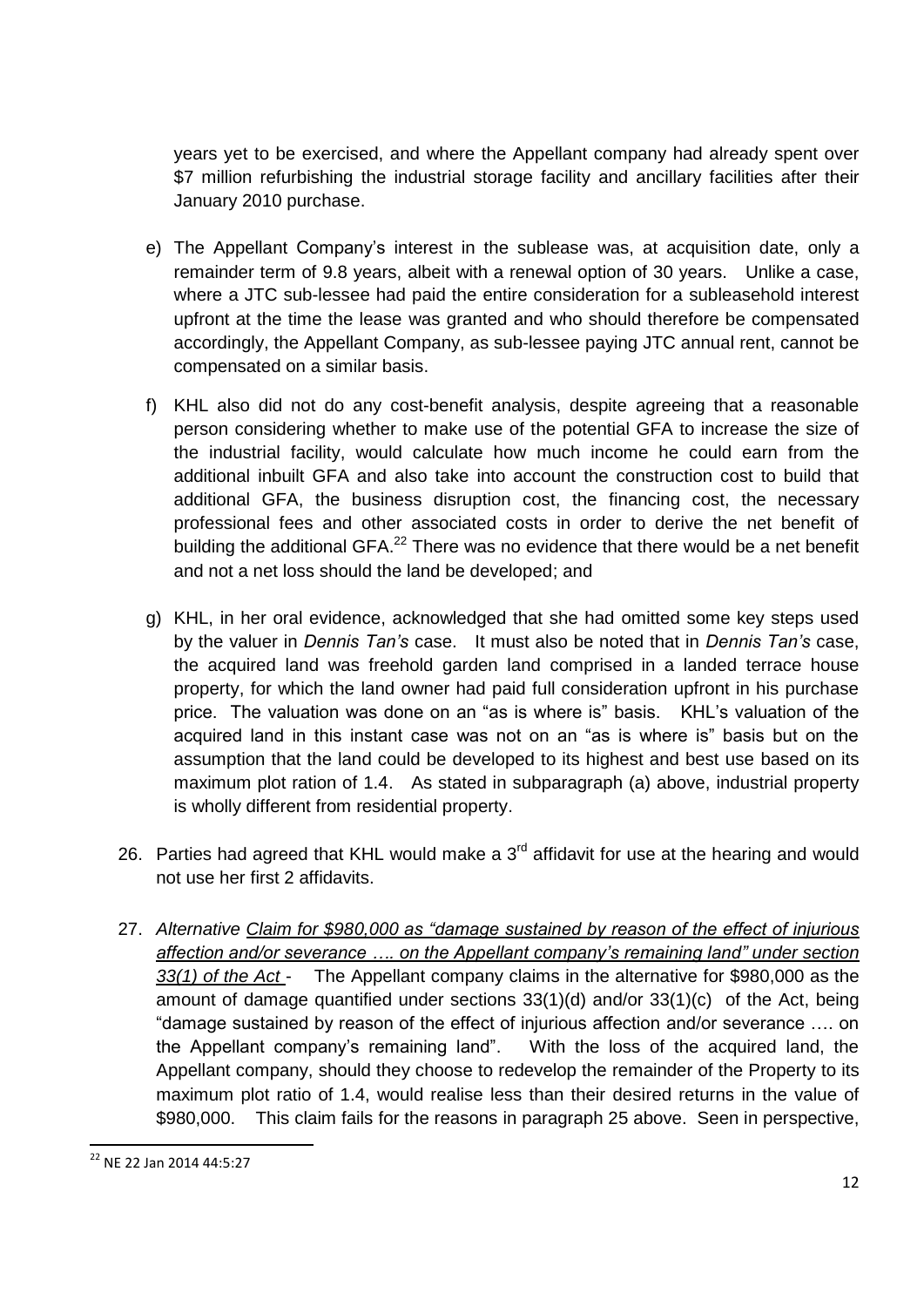years yet to be exercised, and where the Appellant company had already spent over $7 million refurbishing the industrial storage facility and ancillary facilities after their January 2010 purchase.

e) The Appellant Company's interest in the sublease was, at acquisition date, only a remainder term of 9.8 years, albeit with a renewal option of 30 years. Unlike a case, where a JTC sub-lessee had paid the entire consideration for a subleasehold interest upfront at the time the lease was granted and who should therefore be compensated accordingly, the Appellant Company, as sub-lessee paying JTC annual rent, cannot be compensated on a similar basis.

f) KHL also did not do any cost-benefit analysis, despite agreeing that a reasonable person considering whether to make use of the potential GFA to increase the size of the industrial facility, would calculate how much income he could earn from the additional inbuilt GFA and also take into account the construction cost to build that additional GFA, the business disruption cost, the financing cost, the necessary professional fees and other associated costs in order to derive the net benefit of building the additional GFA.[22] There was no evidence that there would be a net benefit and not a net loss should the land be developed; and

g) KHL, in her oral evidence, acknowledged that she had omitted some key steps used by the valuer in *Dennis Tan's* case. It must also be noted that in *Dennis Tan's* case, the acquired land was freehold garden land comprised in a landed terrace house property, for which the land owner had paid full consideration upfront in his purchase price. The valuation was done on an "as is where is" basis. KHL's valuation of the acquired land in this instant case was not on an "as is where is" basis but on the assumption that the land could be developed to its highest and best use based on its maximum plot ration of 1.4. As stated in subparagraph (a) above, industrial property is wholly different from residential property.

26. Parties had agreed that KHL would make a 3rd affidavit for use at the hearing and would not use her first 2 affidavits.

27. *Alternative <u>Claim for $980,000 as "damage sustained by reason of the effect of injurious affection and/or severance …. on the Appellant company's remaining land" under section 33(1) of the Act</u>* - The Appellant company claims in the alternative for $980,000 as the amount of damage quantified under sections 33(1)(d) and/or 33(1)(c) of the Act, being "damage sustained by reason of the effect of injurious affection and/or severance …. on the Appellant company's remaining land". With the loss of the acquired land, the Appellant company, should they choose to redevelop the remainder of the Property to its maximum plot ratio of 1.4, would realise less than their desired returns in the value of $980,000. This claim fails for the reasons in paragraph 25 above. Seen in perspective,

[22] NE 22 Jan 2014 44:5:27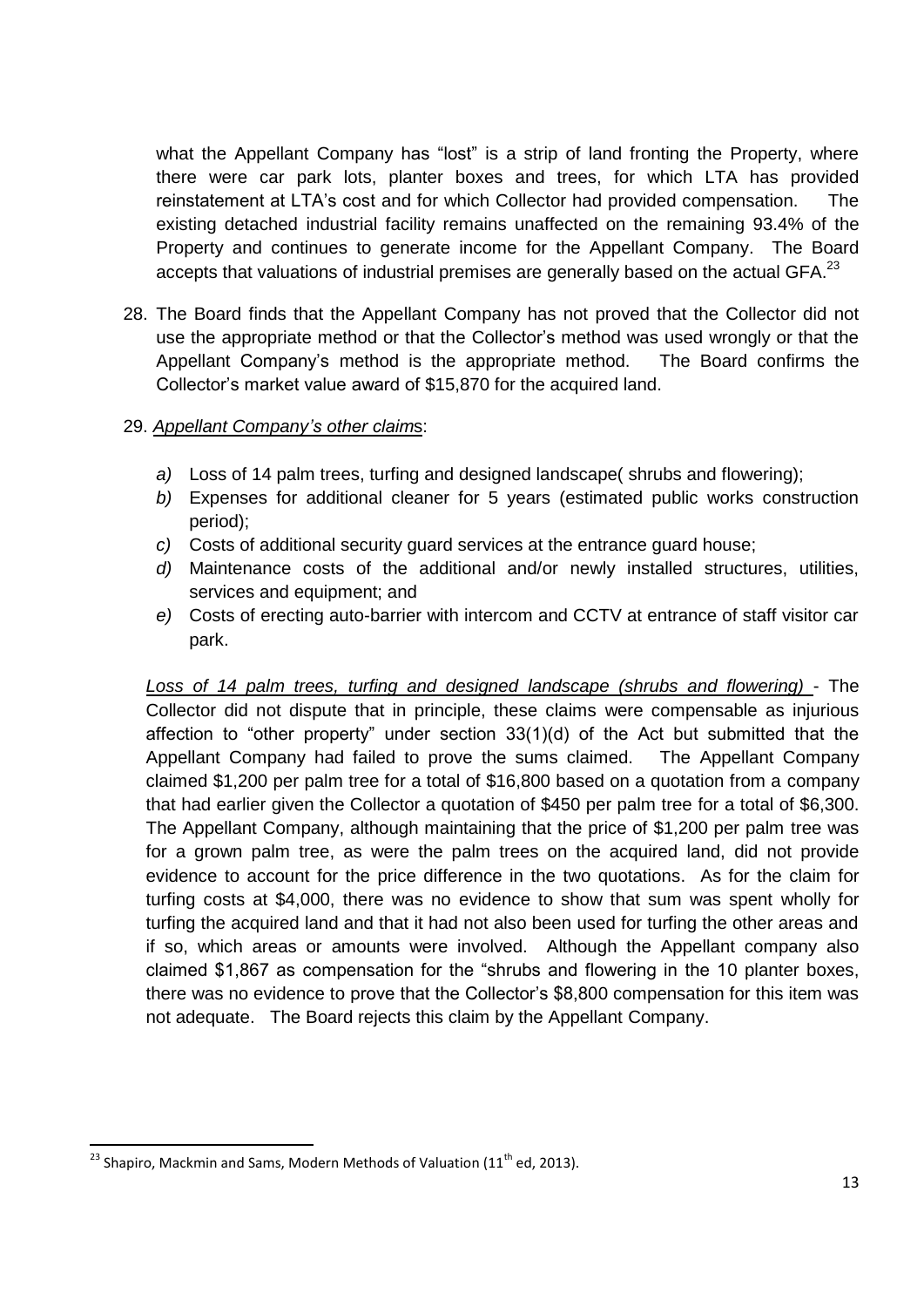what the Appellant Company has "lost" is a strip of land fronting the Property, where there were car park lots, planter boxes and trees, for which LTA has provided reinstatement at LTA's cost and for which Collector had provided compensation. The existing detached industrial facility remains unaffected on the remaining 93.4% of the Property and continues to generate income for the Appellant Company. The Board accepts that valuations of industrial premises are generally based on the actual GFA.[23]

28. The Board finds that the Appellant Company has not proved that the Collector did not use the appropriate method or that the Collector's method was used wrongly or that the Appellant Company's method is the appropriate method. The Board confirms the Collector's market value award of $15,870 for the acquired land.

29. <u>*Appellant Company's other claim*</u>s:

    *a)* Loss of 14 palm trees, turfing and designed landscape( shrubs and flowering);
    
    *b)* Expenses for additional cleaner for 5 years (estimated public works construction period);
    
    *c)* Costs of additional security guard services at the entrance guard house;
    
    *d)* Maintenance costs of the additional and/or newly installed structures, utilities, services and equipment; and
    
    *e)* Costs of erecting auto-barrier with intercom and CCTV at entrance of staff visitor car park.

    <u>*Loss of 14 palm trees, turfing and designed landscape (shrubs and flowering)*</u> - The Collector did not dispute that in principle, these claims were compensable as injurious affection to "other property" under section 33(1)(d) of the Act but submitted that the Appellant Company had failed to prove the sums claimed. The Appellant Company claimed $1,200 per palm tree for a total of $16,800 based on a quotation from a company that had earlier given the Collector a quotation of $450 per palm tree for a total of $6,300. The Appellant Company, although maintaining that the price of $1,200 per palm tree was for a grown palm tree, as were the palm trees on the acquired land, did not provide evidence to account for the price difference in the two quotations. As for the claim for turfing costs at $4,000, there was no evidence to show that sum was spent wholly for turfing the acquired land and that it had not also been used for turfing the other areas and if so, which areas or amounts were involved. Although the Appellant company also claimed $1,867 as compensation for the "shrubs and flowering in the 10 planter boxes, there was no evidence to prove that the Collector's $8,800 compensation for this item was not adequate. The Board rejects this claim by the Appellant Company.

---

[23] Shapiro, Mackmin and Sams, Modern Methods of Valuation (11th ed, 2013).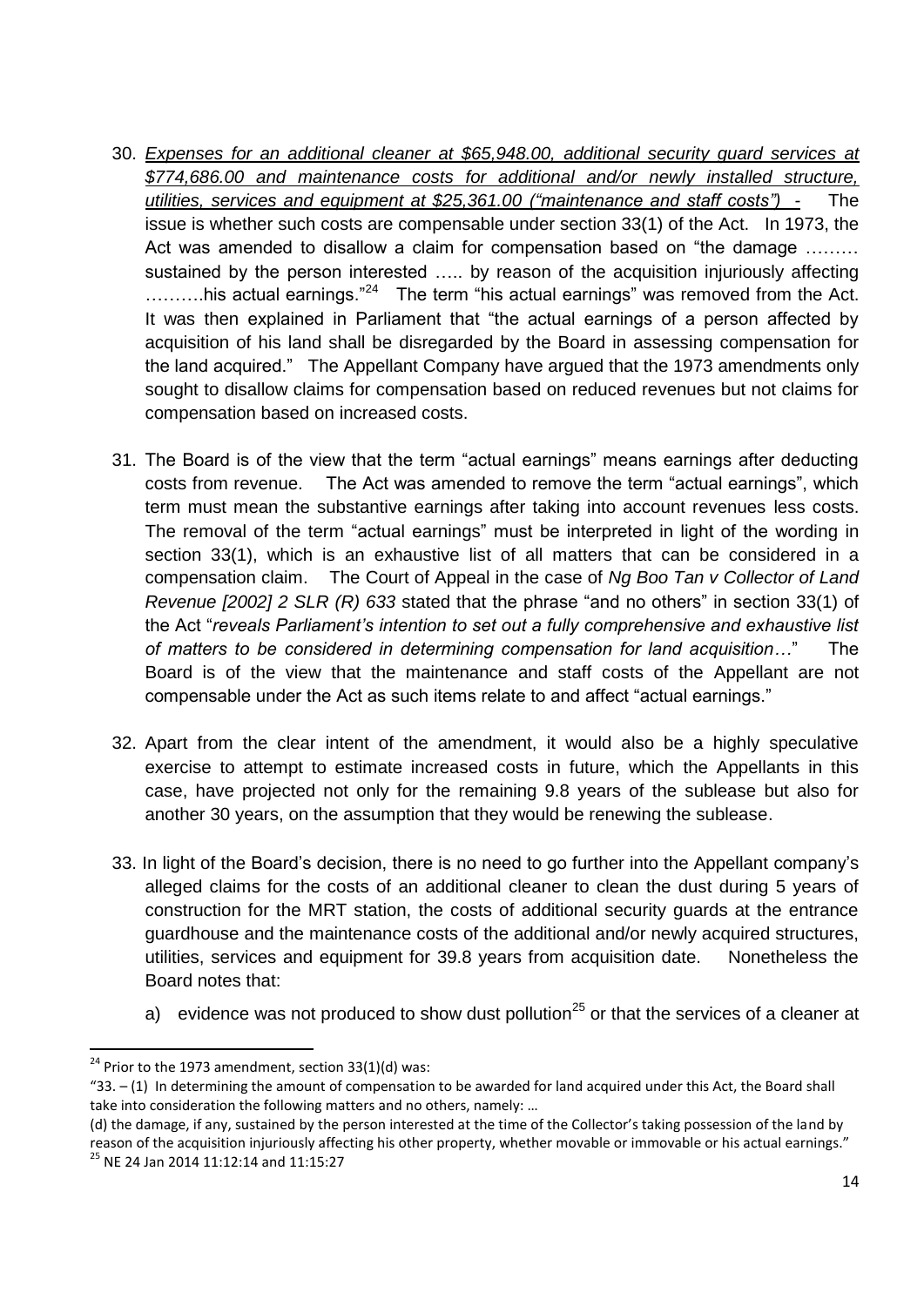30. *Expenses for an additional cleaner at $65,948.00, additional security guard services at $774,686.00 and maintenance costs for additional and/or newly installed structure, utilities, services and equipment at $25,361.00 ("maintenance and staff costs") -* The issue is whether such costs are compensable under section 33(1) of the Act. In 1973, the Act was amended to disallow a claim for compensation based on "the damage ……… sustained by the person interested ….. by reason of the acquisition injuriously affecting ……….his actual earnings."[24] The term "his actual earnings" was removed from the Act. It was then explained in Parliament that "the actual earnings of a person affected by acquisition of his land shall be disregarded by the Board in assessing compensation for the land acquired." The Appellant Company have argued that the 1973 amendments only sought to disallow claims for compensation based on reduced revenues but not claims for compensation based on increased costs.

31. The Board is of the view that the term "actual earnings" means earnings after deducting costs from revenue. The Act was amended to remove the term "actual earnings", which term must mean the substantive earnings after taking into account revenues less costs. The removal of the term "actual earnings" must be interpreted in light of the wording in section 33(1), which is an exhaustive list of all matters that can be considered in a compensation claim. The Court of Appeal in the case of *Ng Boo Tan v Collector of Land Revenue [2002] 2 SLR (R) 633* stated that the phrase "and no others" in section 33(1) of the Act "*reveals Parliament's intention to set out a fully comprehensive and exhaustive list of matters to be considered in determining compensation for land acquisition…*" The Board is of the view that the maintenance and staff costs of the Appellant are not compensable under the Act as such items relate to and affect "actual earnings."

32. Apart from the clear intent of the amendment, it would also be a highly speculative exercise to attempt to estimate increased costs in future, which the Appellants in this case, have projected not only for the remaining 9.8 years of the sublease but also for another 30 years, on the assumption that they would be renewing the sublease.

33. In light of the Board's decision, there is no need to go further into the Appellant company's alleged claims for the costs of an additional cleaner to clean the dust during 5 years of construction for the MRT station, the costs of additional security guards at the entrance guardhouse and the maintenance costs of the additional and/or newly acquired structures, utilities, services and equipment for 39.8 years from acquisition date. Nonetheless the Board notes that:

    a) evidence was not produced to show dust pollution[25] or that the services of a cleaner at

---

[24] Prior to the 1973 amendment, section 33(1)(d) was:

"33. – (1) In determining the amount of compensation to be awarded for land acquired under this Act, the Board shall take into consideration the following matters and no others, namely: …

(d) the damage, if any, sustained by the person interested at the time of the Collector's taking possession of the land by reason of the acquisition injuriously affecting his other property, whether movable or immovable or his actual earnings."

[25] NE 24 Jan 2014 11:12:14 and 11:15:27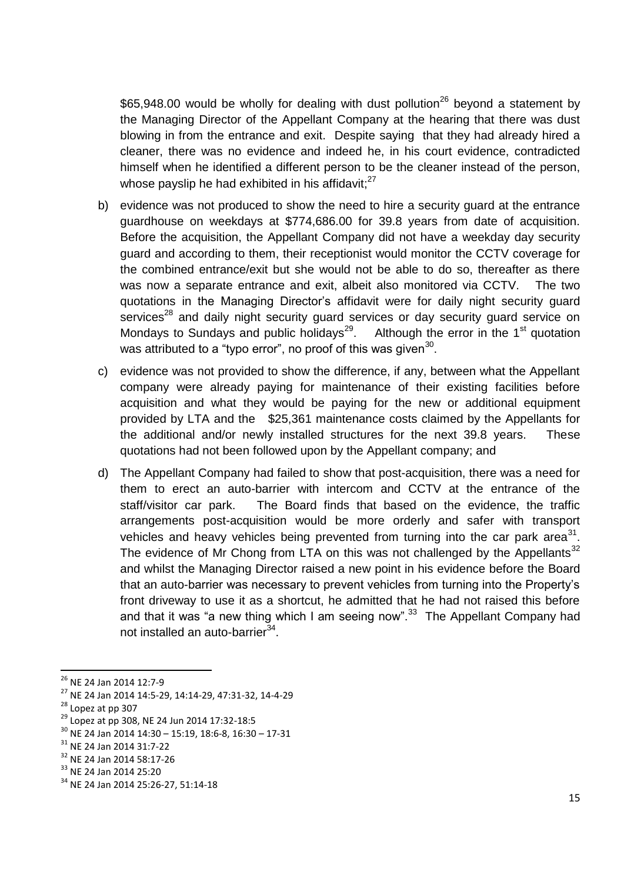$65,948.00 would be wholly for dealing with dust pollution[26] beyond a statement by the Managing Director of the Appellant Company at the hearing that there was dust blowing in from the entrance and exit. Despite saying that they had already hired a cleaner, there was no evidence and indeed he, in his court evidence, contradicted himself when he identified a different person to be the cleaner instead of the person, whose payslip he had exhibited in his affidavit;[27]

b) evidence was not produced to show the need to hire a security guard at the entrance guardhouse on weekdays at $774,686.00 for 39.8 years from date of acquisition. Before the acquisition, the Appellant Company did not have a weekday day security guard and according to them, their receptionist would monitor the CCTV coverage for the combined entrance/exit but she would not be able to do so, thereafter as there was now a separate entrance and exit, albeit also monitored via CCTV. The two quotations in the Managing Director's affidavit were for daily night security guard services[28] and daily night security guard services or day security guard service on Mondays to Sundays and public holidays[29]. Although the error in the 1st quotation was attributed to a "typo error", no proof of this was given[30].

c) evidence was not provided to show the difference, if any, between what the Appellant company were already paying for maintenance of their existing facilities before acquisition and what they would be paying for the new or additional equipment provided by LTA and the $25,361 maintenance costs claimed by the Appellants for the additional and/or newly installed structures for the next 39.8 years. These quotations had not been followed upon by the Appellant company; and

d) The Appellant Company had failed to show that post-acquisition, there was a need for them to erect an auto-barrier with intercom and CCTV at the entrance of the staff/visitor car park. The Board finds that based on the evidence, the traffic arrangements post-acquisition would be more orderly and safer with transport vehicles and heavy vehicles being prevented from turning into the car park area[31]. The evidence of Mr Chong from LTA on this was not challenged by the Appellants[32] and whilst the Managing Director raised a new point in his evidence before the Board that an auto-barrier was necessary to prevent vehicles from turning into the Property's front driveway to use it as a shortcut, he admitted that he had not raised this before and that it was "a new thing which I am seeing now".[33] The Appellant Company had not installed an auto-barrier[34].

---

[26] NE 24 Jan 2014 12:7-9

[27] NE 24 Jan 2014 14:5-29, 14:14-29, 47:31-32, 14-4-29

[28] Lopez at pp 307

[29] Lopez at pp 308, NE 24 Jun 2014 17:32-18:5

[30] NE 24 Jan 2014 14:30 – 15:19, 18:6-8, 16:30 – 17-31

[31] NE 24 Jan 2014 31:7-22

[32] NE 24 Jan 2014 58:17-26

[33] NE 24 Jan 2014 25:20

[34] NE 24 Jan 2014 25:26-27, 51:14-18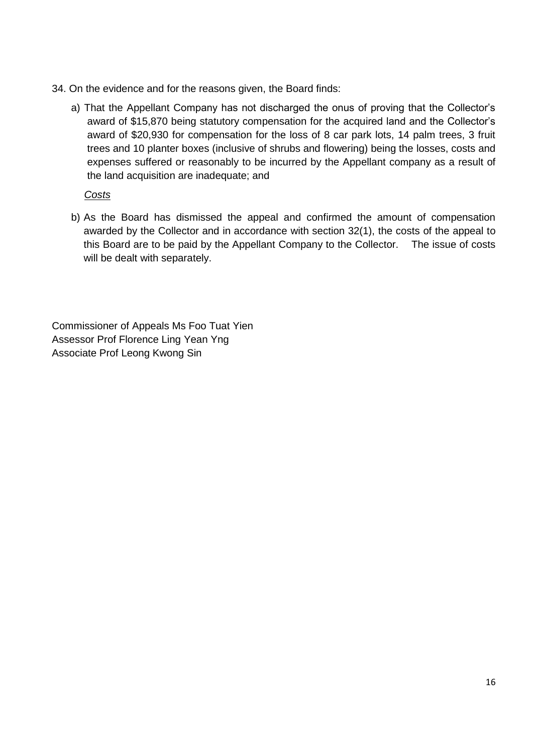34. On the evidence and for the reasons given, the Board finds:

a) That the Appellant Company has not discharged the onus of proving that the Collector's award of $15,870 being statutory compensation for the acquired land and the Collector's award of $20,930 for compensation for the loss of 8 car park lots, 14 palm trees, 3 fruit trees and 10 planter boxes (inclusive of shrubs and flowering) being the losses, costs and expenses suffered or reasonably to be incurred by the Appellant company as a result of the land acquisition are inadequate; and

*Costs*

b) As the Board has dismissed the appeal and confirmed the amount of compensation awarded by the Collector and in accordance with section 32(1), the costs of the appeal to this Board are to be paid by the Appellant Company to the Collector. The issue of costs will be dealt with separately.

Commissioner of Appeals Ms Foo Tuat Yien
Assessor Prof Florence Ling Yean Yng
Associate Prof Leong Kwong Sin